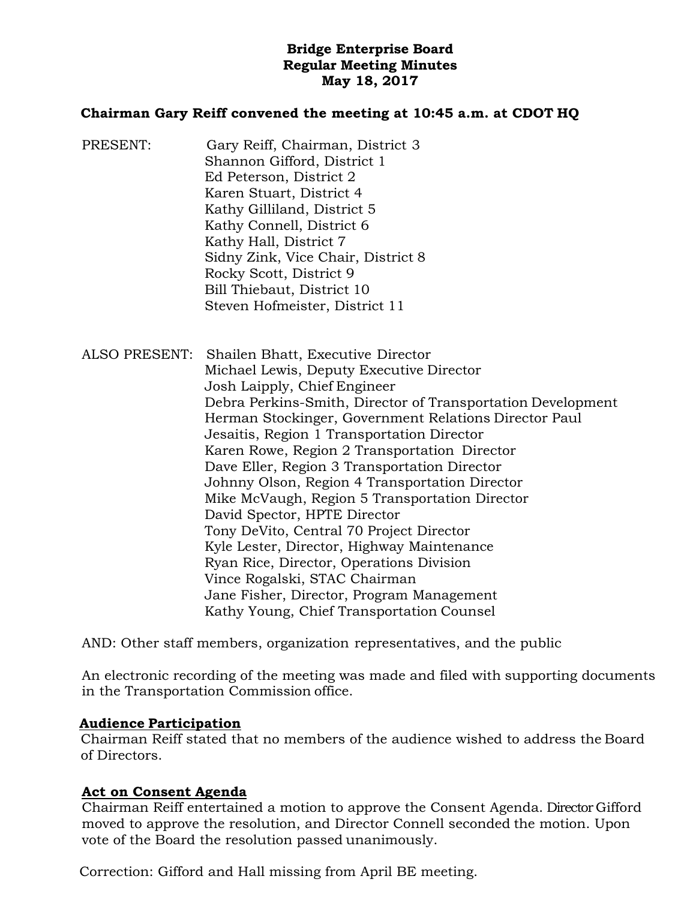**Bridge Enterprise Board**
**Regular Meeting Minutes**
**May 18, 2017**

**Chairman Gary Reiff convened the meeting at 10:45 a.m. at CDOT HQ**

PRESENT: Gary Reiff, Chairman, District 3
Shannon Gifford, District 1
Ed Peterson, District 2
Karen Stuart, District 4
Kathy Gilliland, District 5
Kathy Connell, District 6
Kathy Hall, District 7
Sidny Zink, Vice Chair, District 8
Rocky Scott, District 9
Bill Thiebaut, District 10
Steven Hofmeister, District 11

ALSO PRESENT: Shailen Bhatt, Executive Director
Michael Lewis, Deputy Executive Director
Josh Laipply, Chief Engineer
Debra Perkins-Smith, Director of Transportation Development
Herman Stockinger, Government Relations Director Paul
Jesaitis, Region 1 Transportation Director
Karen Rowe, Region 2 Transportation Director
Dave Eller, Region 3 Transportation Director
Johnny Olson, Region 4 Transportation Director
Mike McVaugh, Region 5 Transportation Director
David Spector, HPTE Director
Tony DeVito, Central 70 Project Director
Kyle Lester, Director, Highway Maintenance
Ryan Rice, Director, Operations Division
Vince Rogalski, STAC Chairman
Jane Fisher, Director, Program Management
Kathy Young, Chief Transportation Counsel

AND: Other staff members, organization representatives, and the public

An electronic recording of the meeting was made and filed with supporting documents in the Transportation Commission office.

**Audience Participation**
Chairman Reiff stated that no members of the audience wished to address the Board of Directors.

**Act on Consent Agenda**
Chairman Reiff entertained a motion to approve the Consent Agenda. Director Gifford moved to approve the resolution, and Director Connell seconded the motion. Upon vote of the Board the resolution passed unanimously.

Correction: Gifford and Hall missing from April BE meeting.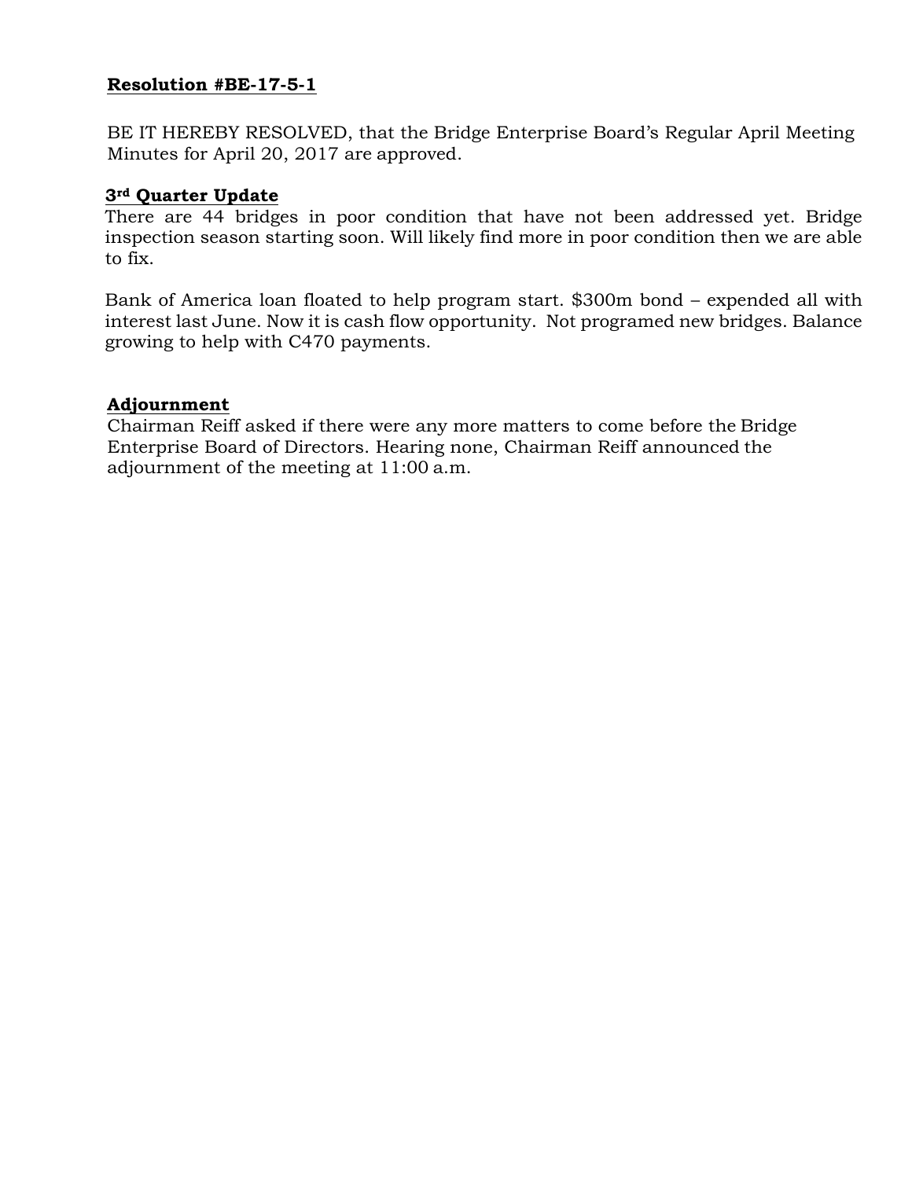**Resolution #BE-17-5-1**

BE IT HEREBY RESOLVED, that the Bridge Enterprise Board's Regular April Meeting Minutes for April 20, 2017 are approved.

**3rd Quarter Update**

There are 44 bridges in poor condition that have not been addressed yet. Bridge inspection season starting soon. Will likely find more in poor condition then we are able to fix.

Bank of America loan floated to help program start. $300m bond – expended all with interest last June. Now it is cash flow opportunity. Not programed new bridges. Balance growing to help with C470 payments.

**Adjournment**

Chairman Reiff asked if there were any more matters to come before the Bridge Enterprise Board of Directors. Hearing none, Chairman Reiff announced the adjournment of the meeting at 11:00 a.m.